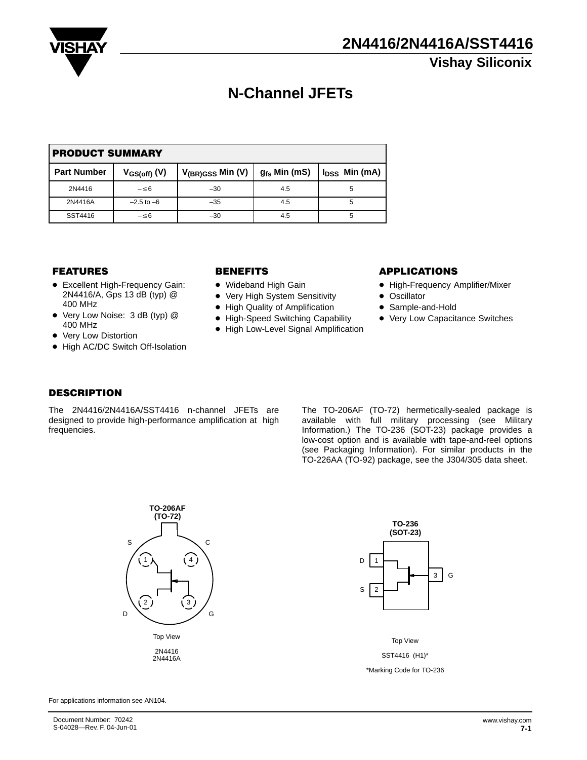# 2N4416/2N4416A/SST4416

## Vishay Siliconix

# N-Channel JFETs

| PRODUCT SUMMARY | | | | |
|---|---|---|---|---|
| Part Number | $V_{GS(off)}$ (V) | $V_{(BR)GSS}$ Min (V) | $g_{fs}$ Min (mS) | $I_{DSS}$ Min (mA) |
| 2N4416 | – ≤ 6 | –30 | 4.5 | 5 |
| 2N4416A | –2.5 to –6 | –35 | 4.5 | 5 |
| SST4416 | – ≤ 6 | –30 | 4.5 | 5 |

## FEATURES

- Excellent High-Frequency Gain: 2N4416/A, Gps 13 dB (typ) @ 400 MHz
- Very Low Noise: 3 dB (typ) @ 400 MHz
- Very Low Distortion
- High AC/DC Switch Off-Isolation

## BENEFITS

- Wideband High Gain
- Very High System Sensitivity
- High Quality of Amplification
- High-Speed Switching Capability
- High Low-Level Signal Amplification

## APPLICATIONS

- High-Frequency Amplifier/Mixer
- Oscillator
- Sample-and-Hold
- Very Low Capacitance Switches

## DESCRIPTION

The 2N4416/2N4416A/SST4416 n-channel JFETs are designed to provide high-performance amplification at high frequencies.

The TO-206AF (TO-72) hermetically-sealed package is available with full military processing (see Military Information.) The TO-236 (SOT-23) package provides a low-cost option and is available with tape-and-reel options (see Packaging Information). For similar products in the TO-226AA (TO-92) package, see the J304/305 data sheet.

**TO-206AF (TO-72)**

S 1, C 4, D 2, G 3

Top View

2N4416
2N4416A

**TO-236 (SOT-23)**

D 1, S 2, 3 G

Top View

SST4416 (H1)*

*Marking Code for TO-236

For applications information see AN104.

Document Number: 70242
S-04028—Rev. F, 04-Jun-01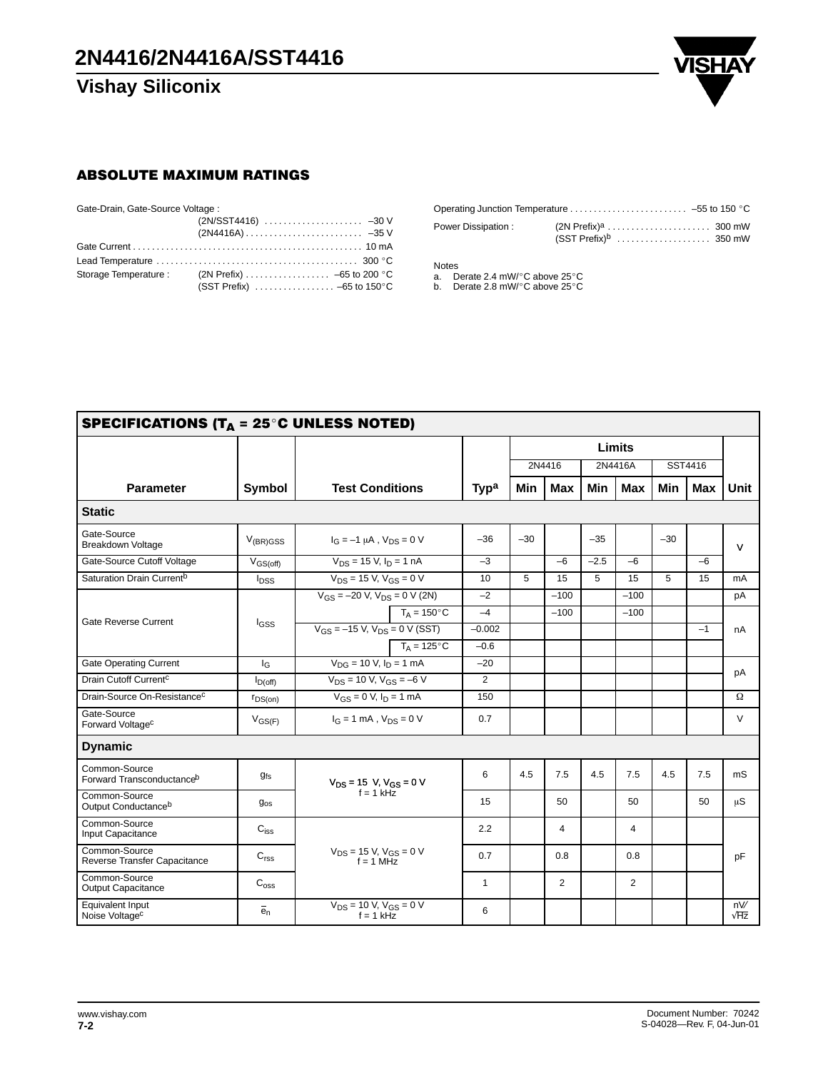## ABSOLUTE MAXIMUM RATINGS

Gate-Drain, Gate-Source Voltage :
- (2N/SST4416) . . . . . . . . . . . . . . . . . . . . –30 V
- (2N4416A) . . . . . . . . . . . . . . . . . . . . . . . . –35 V

Gate Current . . . . . . . . . . . . . . . . . . . . . . . . . . . . . . . . . . . . . . . . . . . . . . . . 10 mA

Lead Temperature . . . . . . . . . . . . . . . . . . . . . . . . . . . . . . . . . . . . . . . . . . 300 °C

Storage Temperature :
- (2N Prefix) . . . . . . . . . . . . . . . . . . –65 to 200 °C
- (SST Prefix) . . . . . . . . . . . . . . . . . –65 to 150°C

Operating Junction Temperature . . . . . . . . . . . . . . . . . . . . . . . . . –55 to 150 °C

Power Dissipation :
- (2N Prefix)[a] . . . . . . . . . . . . . . . . . . . . . . 300 mW
- (SST Prefix)[b] . . . . . . . . . . . . . . . . . . . . 350 mW

Notes
a. Derate 2.4 mW/°C above 25°C
b. Derate 2.8 mW/°C above 25°C

## SPECIFICATIONS ($T_A$ = 25°C UNLESS NOTED)

| Parameter | Symbol | Test Conditions | | Typ[a] | 2N4416 Min | 2N4416 Max | 2N4416A Min | 2N4416A Max | SST4416 Min | SST4416 Max | Unit |
|---|---|---|---|---|---|---|---|---|---|---|---|
| **Static** | | | | | | | | | | | |
| Gate-Source Breakdown Voltage | $V_{(BR)GSS}$ | $I_G$ = –1 μA , $V_{DS}$ = 0 V | | –36 | –30 | | –35 | | –30 | | V |
| Gate-Source Cutoff Voltage | $V_{GS(off)}$ | $V_{DS}$ = 15 V, $I_D$ = 1 nA | | –3 | | –6 | –2.5 | –6 | | –6 | V |
| Saturation Drain Current[b] | $I_{DSS}$ | $V_{DS}$ = 15 V, $V_{GS}$ = 0 V | | 10 | 5 | 15 | 5 | 15 | 5 | 15 | mA |
| Gate Reverse Current | $I_{GSS}$ | $V_{GS}$ = –20 V, $V_{DS}$ = 0 V (2N) | | –2 | | –100 | | –100 | | | pA |
| | | | $T_A$ = 150°C | –4 | | –100 | | –100 | | | nA |
| | | $V_{GS}$ = –15 V, $V_{DS}$ = 0 V (SST) | | –0.002 | | | | | | –1 | nA |
| | | | $T_A$ = 125°C | –0.6 | | | | | | | nA |
| Gate Operating Current | $I_G$ | $V_{DG}$ = 10 V, $I_D$ = 1 mA | | –20 | | | | | | | pA |
| Drain Cutoff Current[c] | $I_{D(off)}$ | $V_{DS}$ = 10 V, $V_{GS}$ = –6 V | | 2 | | | | | | | pA |
| Drain-Source On-Resistance[c] | $r_{DS(on)}$ | $V_{GS}$ = 0 V, $I_D$ = 1 mA | | 150 | | | | | | | Ω |
| Gate-Source Forward Voltage[c] | $V_{GS(F)}$ | $I_G$ = 1 mA , $V_{DS}$ = 0 V | | 0.7 | | | | | | | V |
| **Dynamic** | | | | | | | | | | | |
| Common-Source Forward Transconductance[b] | $g_{fs}$ | $V_{DS}$ = 15 V, $V_{GS}$ = 0 V, f = 1 kHz | | 6 | 4.5 | 7.5 | 4.5 | 7.5 | 4.5 | 7.5 | mS |
| Common-Source Output Conductance[b] | $g_{os}$ | $V_{DS}$ = 15 V, $V_{GS}$ = 0 V, f = 1 kHz | | 15 | | 50 | | 50 | | 50 | μS |
| Common-Source Input Capacitance | $C_{iss}$ | $V_{DS}$ = 15 V, $V_{GS}$ = 0 V, f = 1 MHz | | 2.2 | | 4 | | 4 | | | pF |
| Common-Source Reverse Transfer Capacitance | $C_{rss}$ | $V_{DS}$ = 15 V, $V_{GS}$ = 0 V, f = 1 MHz | | 0.7 | | 0.8 | | 0.8 | | | pF |
| Common-Source Output Capacitance | $C_{oss}$ | $V_{DS}$ = 15 V, $V_{GS}$ = 0 V, f = 1 MHz | | 1 | | 2 | | 2 | | | pF |
| Equivalent Input Noise Voltage[c] | $\bar{e}_n$ | $V_{DS}$ = 10 V, $V_{GS}$ = 0 V, f = 1 kHz | | 6 | | | | | | | nV/√Hz |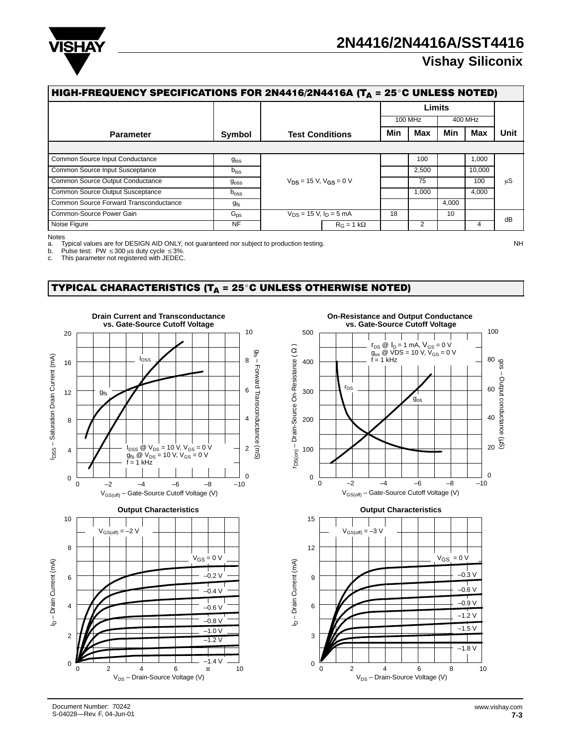## HIGH-FREQUENCY SPECIFICATIONS FOR 2N4416/2N4416A ($T_A$ = 25°C UNLESS NOTED)

| Parameter | Symbol | Test Conditions | | Limits 100 MHz Min | Limits 100 MHz Max | Limits 400 MHz Min | Limits 400 MHz Max | Unit |
|---|---|---|---|---|---|---|---|---|
| Common Source Input Conductance | $g_{iss}$ | $V_{DS}$ = 15 V, $V_{GS}$ = 0 V | | | 100 | | 1,000 | μS |
| Common Source Input Susceptance | $b_{iss}$ | | | | 2,500 | | 10,000 | |
| Common Source Output Conductance | $g_{oss}$ | | | | 75 | | 100 | |
| Common Source Output Susceptance | $b_{oss}$ | | | | 1,000 | | 4,000 | |
| Common Source Forward Transconductance | $g_{fs}$ | | | | | 4,000 | | |
| Common-Source Power Gain | $G_{ps}$ | $V_{DS}$ = 15 V, $I_D$ = 5 mA | | 18 | | 10 | | dB |
| Noise Figure | NF | | $R_G$ = 1 kΩ | | 2 | | 4 | |

Notes
a. Typical values are for DESIGN AID ONLY, not guaranteed nor subject to production testing.
b. Pulse test: PW ≤ 300 μs duty cycle ≤ 3%.
c. This parameter not registered with JEDEC.

NH

## TYPICAL CHARACTERISTICS ($T_A$ = 25°C UNLESS OTHERWISE NOTED)

**Drain Current and Transconductance vs. Gate-Source Cutoff Voltage**

**On-Resistance and Output Conductance vs. Gate-Source Cutoff Voltage**

**Output Characteristics** ($V_{GS(off)}$ = –2 V)

**Output Characteristics** ($V_{GS(off)}$ = –3 V)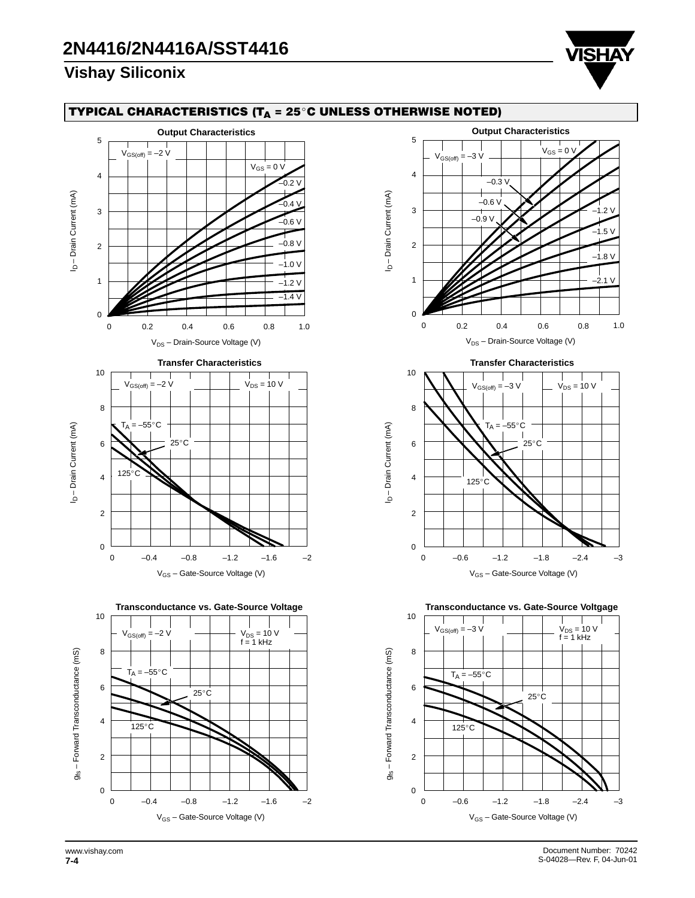## TYPICAL CHARACTERISTICS ($T_A$ = 25°C UNLESS OTHERWISE NOTED)

**Output Characteristics**

$V_{GS(off)}$ = –2 V

$V_{GS}$ = 0 V, –0.2 V, –0.4 V, –0.6 V, –0.8 V, –1.0 V, –1.2 V, –1.4 V

$I_D$ – Drain Current (mA)

$V_{DS}$ – Drain-Source Voltage (V)

**Output Characteristics**

$V_{GS(off)}$ = –3 V

$V_{GS}$ = 0 V, –0.3 V, –0.6 V, –0.9 V, –1.2 V, –1.5 V, –1.8 V, –2.1 V

$I_D$ – Drain Current (mA)

$V_{DS}$ – Drain-Source Voltage (V)

**Transfer Characteristics**

$V_{GS(off)}$ = –2 V, $V_{DS}$ = 10 V

$T_A$ = –55°C, 25°C, 125°C

$I_D$ – Drain Current (mA)

$V_{GS}$ – Gate-Source Voltage (V)

**Transfer Characteristics**

$V_{GS(off)}$ = –3 V, $V_{DS}$ = 10 V

$T_A$ = –55°C, 25°C, 125°C

$I_D$ – Drain Current (mA)

$V_{GS}$ – Gate-Source Voltage (V)

**Transconductance vs. Gate-Source Voltage**

$V_{GS(off)}$ = –2 V, $V_{DS}$ = 10 V, f = 1 kHz

$T_A$ = –55°C, 25°C, 125°C

$g_{fs}$ – Forward Transconductance (mS)

$V_{GS}$ – Gate-Source Voltage (V)

**Transconductance vs. Gate-Source Voltgage**

$V_{GS(off)}$ = –3 V, $V_{DS}$ = 10 V, f = 1 kHz

$T_A$ = –55°C, 25°C, 125°C

$g_{fs}$ – Forward Transconductance (mS)

$V_{GS}$ – Gate-Source Voltage (V)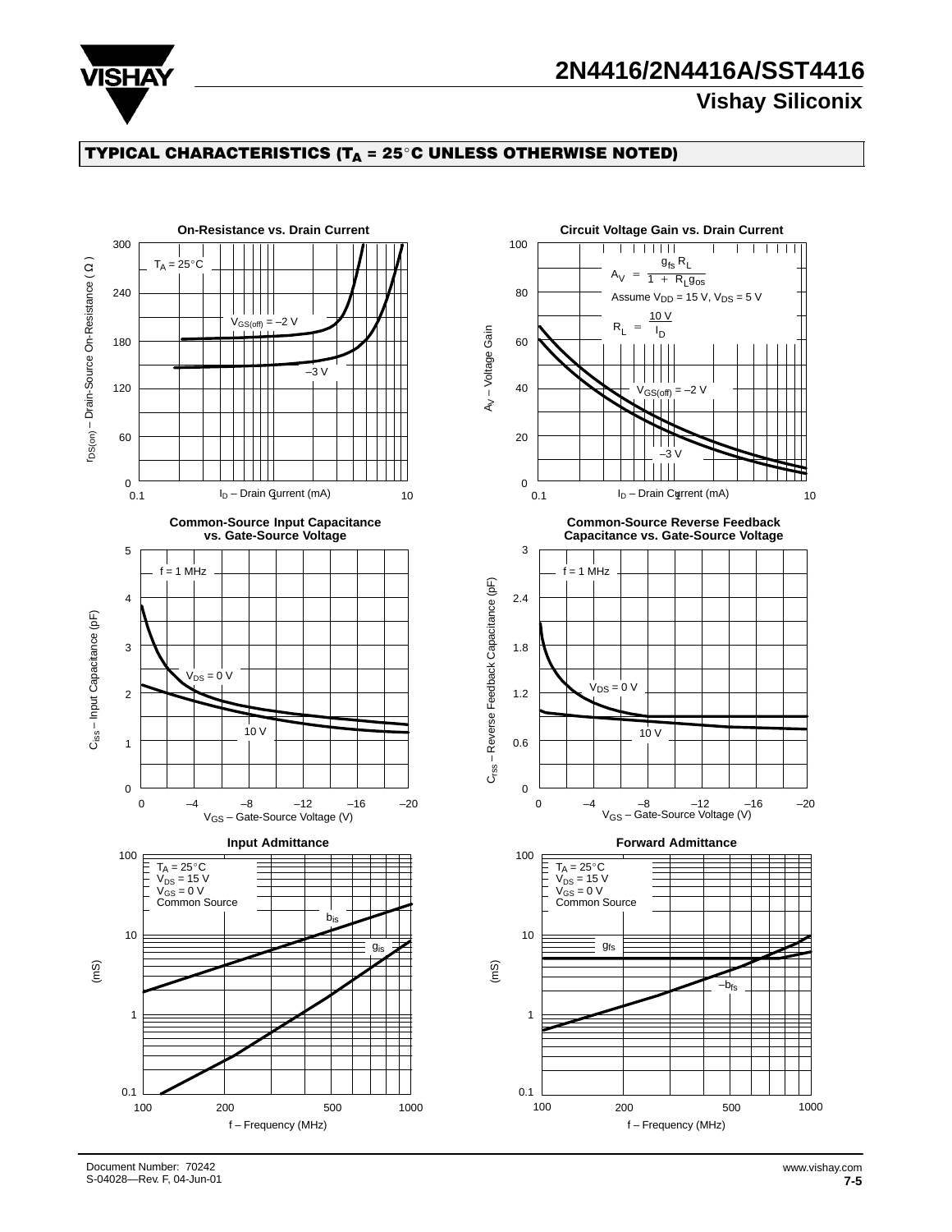## TYPICAL CHARACTERISTICS ($T_A$ = 25°C UNLESS OTHERWISE NOTED)

**On-Resistance vs. Drain Current**

$T_A$ = 25°C

$V_{GS(off)}$ = –2 V

–3 V

$r_{DS(on)}$ – Drain-Source On-Resistance (Ω)

$I_D$ – Drain Current (mA)

**Circuit Voltage Gain vs. Drain Current**

$$A_V = \frac{g_{fs} R_L}{1 + R_L g_{os}}$$

Assume $V_{DD}$ = 15 V, $V_{DS}$ = 5 V

$$R_L = \frac{10 V}{I_D}$$

$V_{GS(off)}$ = –2 V

–3 V

$A_V$ – Voltage Gain

$I_D$ – Drain Current (mA)

**Common-Source Input Capacitance vs. Gate-Source Voltage**

f = 1 MHz

$V_{DS}$ = 0 V

10 V

$C_{iss}$ – Input Capacitance (pF)

$V_{GS}$ – Gate-Source Voltage (V)

**Common-Source Reverse Feedback Capacitance vs. Gate-Source Voltage**

f = 1 MHz

$V_{DS}$ = 0 V

10 V

$C_{rss}$ – Reverse Feedback Capacitance (pF)

$V_{GS}$ – Gate-Source Voltage (V)

**Input Admittance**

$T_A$ = 25°C
$V_{DS}$ = 15 V
$V_{GS}$ = 0 V
Common Source

$b_{is}$

$g_{is}$

(mS)

f – Frequency (MHz)

**Forward Admittance**

$T_A$ = 25°C
$V_{DS}$ = 15 V
$V_{GS}$ = 0 V
Common Source

$g_{fs}$

$-b_{fs}$

(mS)

f – Frequency (MHz)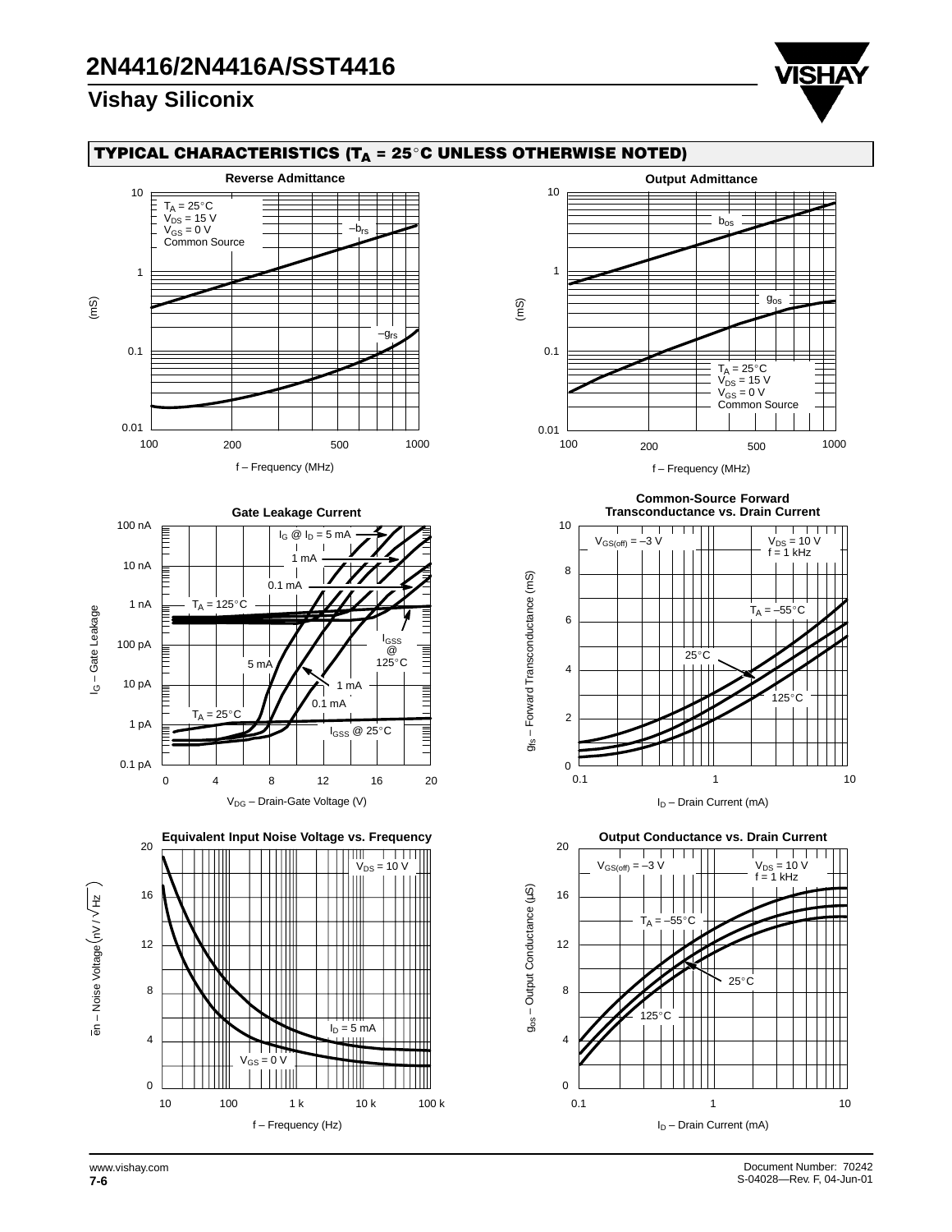## TYPICAL CHARACTERISTICS ($T_A$ = 25°C UNLESS OTHERWISE NOTED)

**Reverse Admittance**

$T_A$ = 25°C
$V_{DS}$ = 15 V
$V_{GS}$ = 0 V
Common Source

$-b_{rs}$

$-g_{rs}$

(mS)

f – Frequency (MHz)

**Output Admittance**

$b_{os}$

$g_{os}$

$T_A$ = 25°C
$V_{DS}$ = 15 V
$V_{GS}$ = 0 V
Common Source

(mS)

f – Frequency (MHz)

**Gate Leakage Current**

$I_G$ @ $I_D$ = 5 mA
1 mA
0.1 mA
$T_A$ = 125°C
$I_{GSS}$ @ 125°C
5 mA
1 mA
0.1 mA
$T_A$ = 25°C
$I_{GSS}$ @ 25°C

$I_G$ – Gate Leakage

$V_{DG}$ – Drain-Gate Voltage (V)

**Common-Source Forward Transconductance vs. Drain Current**

$V_{GS(off)}$ = –3 V
$V_{DS}$ = 10 V
f = 1 kHz
$T_A$ = –55°C
25°C
125°C

$g_{fs}$ – Forward Transconductance (mS)

$I_D$ – Drain Current (mA)

**Equivalent Input Noise Voltage vs. Frequency**

$V_{DS}$ = 10 V
$I_D$ = 5 mA
$V_{GS}$ = 0 V

$\bar{e}_n$ – Noise Voltage $(nV/\sqrt{Hz})$

f – Frequency (Hz)

**Output Conductance vs. Drain Current**

$V_{GS(off)}$ = –3 V
$V_{DS}$ = 10 V
f = 1 kHz
$T_A$ = –55°C
25°C
125°C

$g_{os}$ – Output Conductance (µS)

$I_D$ – Drain Current (mA)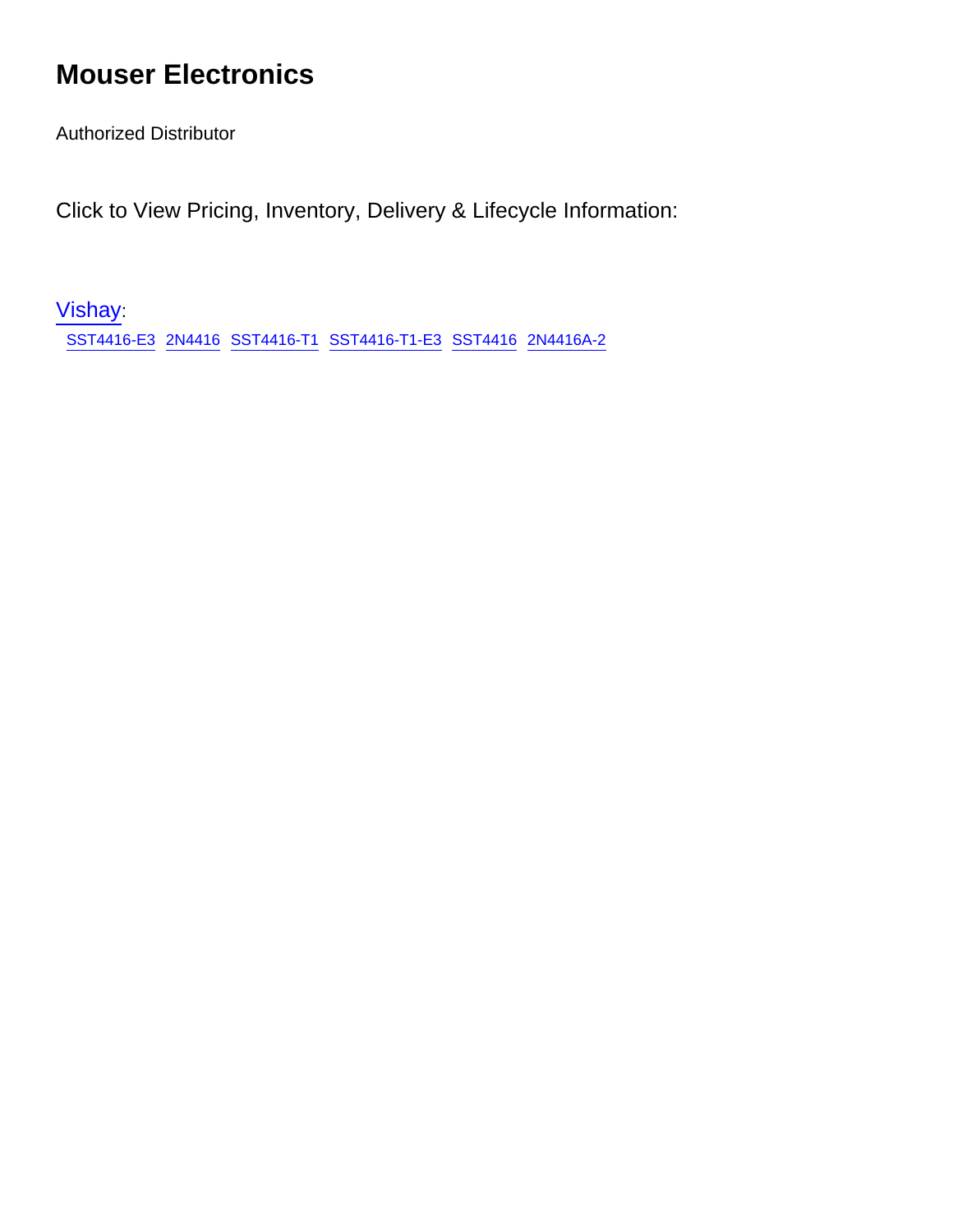# Mouser Electronics

Authorized Distributor

Click to View Pricing, Inventory, Delivery & Lifecycle Information:

Vishay:

SST4416-E3 2N4416 SST4416-T1 SST4416-T1-E3 SST4416 2N4416A-2